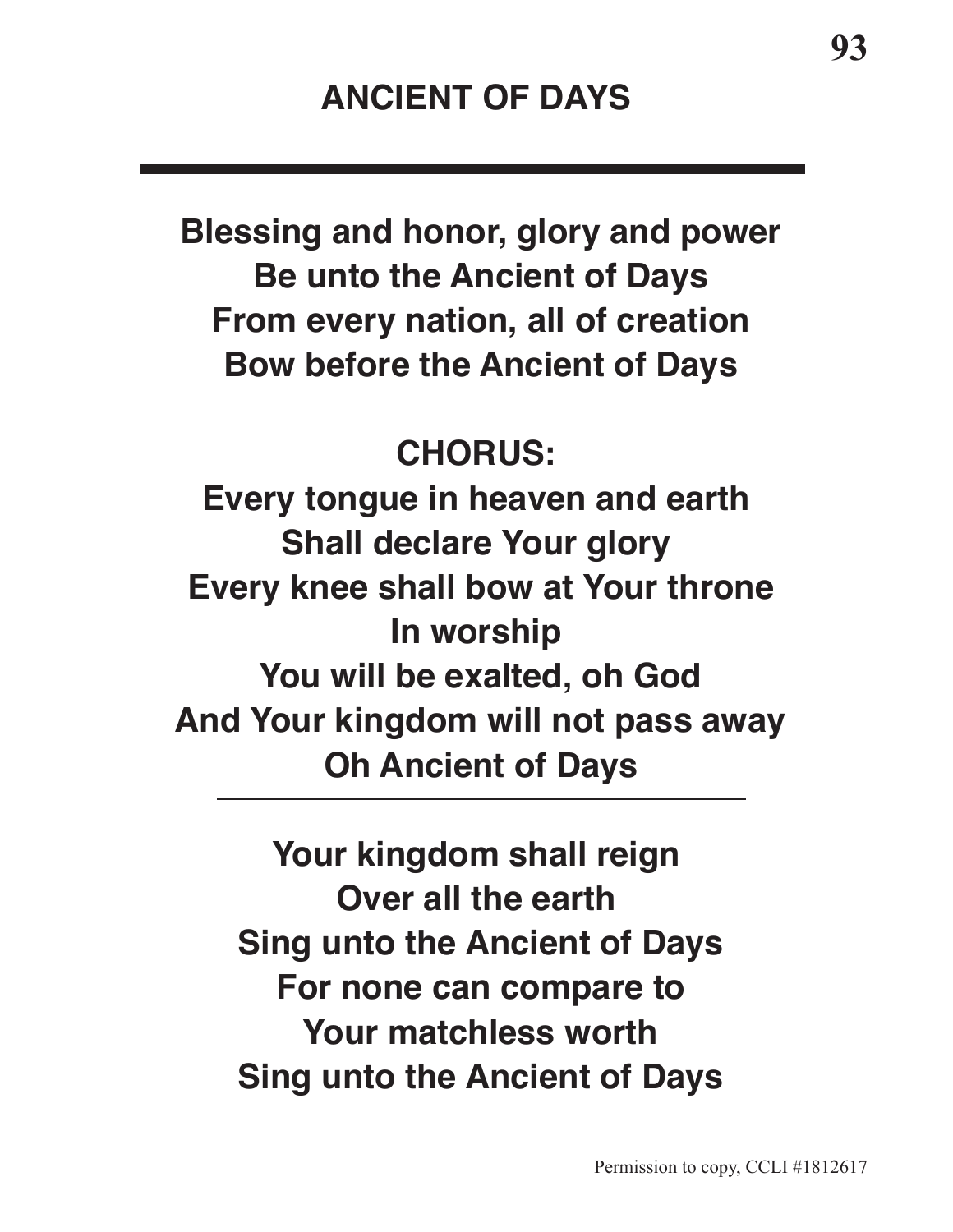# ANCIENT OF DAYS

---

**Blessing and honor, glory and power**
**Be unto the Ancient of Days**
**From every nation, all of creation**
**Bow before the Ancient of Days**

**CHORUS:**
**Every tongue in heaven and earth**
**Shall declare Your glory**
**Every knee shall bow at Your throne**
**In worship**
**You will be exalted, oh God**
**And Your kingdom will not pass away**
**Oh Ancient of Days**

---

**Your kingdom shall reign**
**Over all the earth**
**Sing unto the Ancient of Days**
**For none can compare to**
**Your matchless worth**
**Sing unto the Ancient of Days**

Permission to copy, CCLI #1812617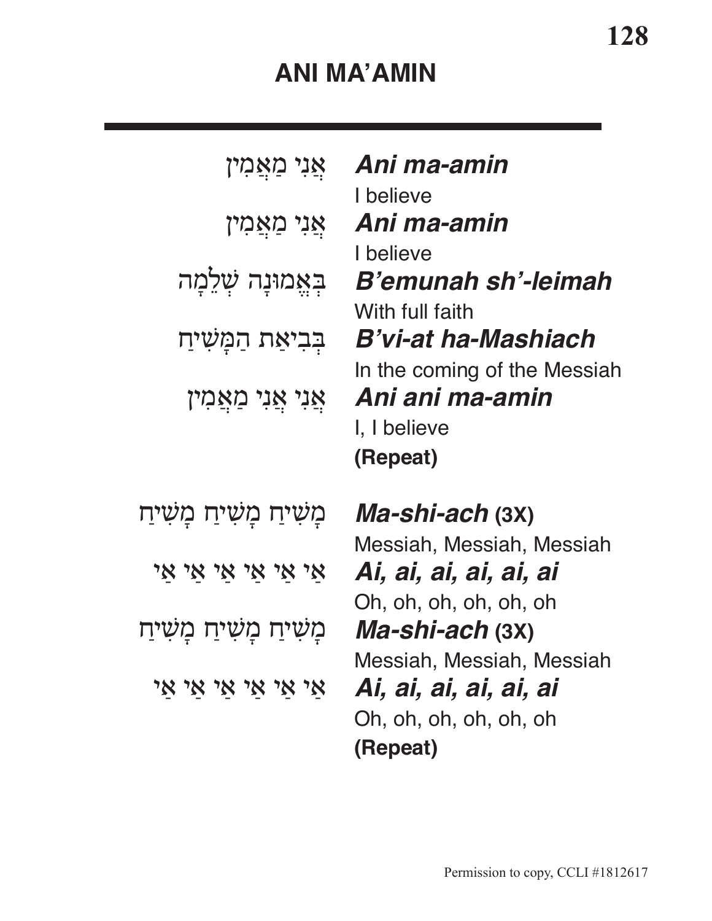# ANI MA'AMIN

| | |
|---|---|
| אֲנִי מַאֲמִין | ***Ani ma-amin***<br>I believe |
| אֲנִי מַאֲמִין | ***Ani ma-amin***<br>I believe |
| בֶּאֱמוּנָה שְׁלֵמָה | ***B'emunah sh'-leimah***<br>With full faith |
| בְּבִיאַת הַמָּשִׁיחַ | ***B'vi-at ha-Mashiach***<br>In the coming of the Messiah |
| אֲנִי אֲנִי מַאֲמִין | ***Ani ani ma-amin***<br>I, I believe<br>**(Repeat)** |
| מָשִׁיחַ מָשִׁיחַ מָשִׁיחַ | ***Ma-shi-ach* (3X)**<br>Messiah, Messiah, Messiah |
| אַי אַי אַי אַי אַי אַי | ***Ai, ai, ai, ai, ai, ai***<br>Oh, oh, oh, oh, oh, oh |
| מָשִׁיחַ מָשִׁיחַ מָשִׁיחַ | ***Ma-shi-ach* (3X)**<br>Messiah, Messiah, Messiah |
| אַי אַי אַי אַי אַי אַי | ***Ai, ai, ai, ai, ai, ai***<br>Oh, oh, oh, oh, oh, oh<br>**(Repeat)** |

Permission to copy, CCLI #1812617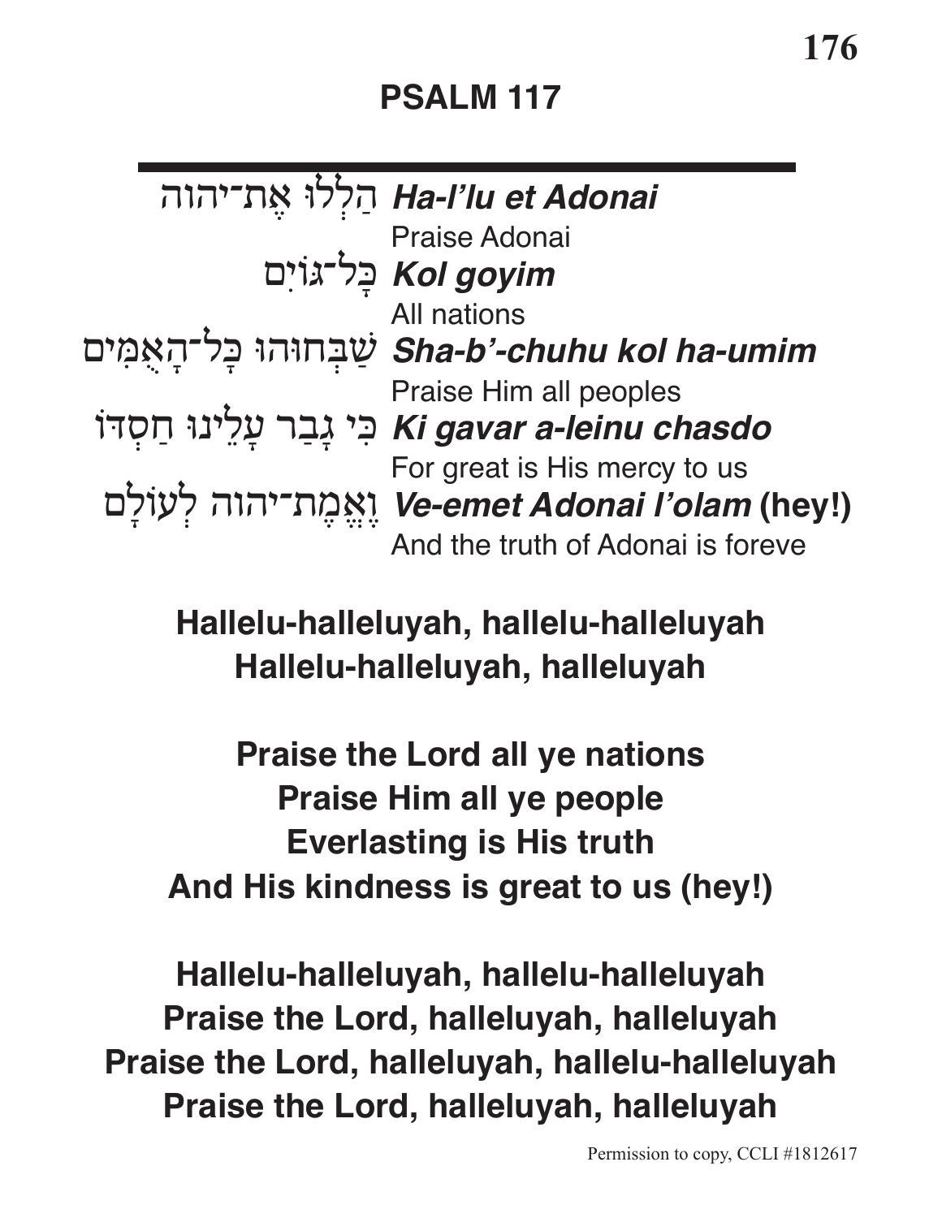# PSALM 117

---

הַלְלוּ אֶת־יהוה ***Ha-l'lu et Adonai***
Praise Adonai
כָּל־גּוֹיִם ***Kol goyim***
All nations
שַׁבְּחוּהוּ כָּל־הָאֻמִּים ***Sha-b'-chuhu kol ha-umim***
Praise Him all peoples
כִּי גָבַר עָלֵינוּ חַסְדּוֹ ***Ki gavar a-leinu chasdo***
For great is His mercy to us
וֶאֱמֶת־יהוה לְעוֹלָם ***Ve-emet Adonai l'olam*** **(hey!)**
And the truth of Adonai is foreve

**Hallelu-halleluyah, hallelu-halleluyah**
**Hallelu-halleluyah, halleluyah**

**Praise the Lord all ye nations**
**Praise Him all ye people**
**Everlasting is His truth**
**And His kindness is great to us (hey!)**

**Hallelu-halleluyah, hallelu-halleluyah**
**Praise the Lord, halleluyah, halleluyah**
**Praise the Lord, halleluyah, hallelu-halleluyah**
**Praise the Lord, halleluyah, halleluyah**

Permission to copy, CCLI #1812617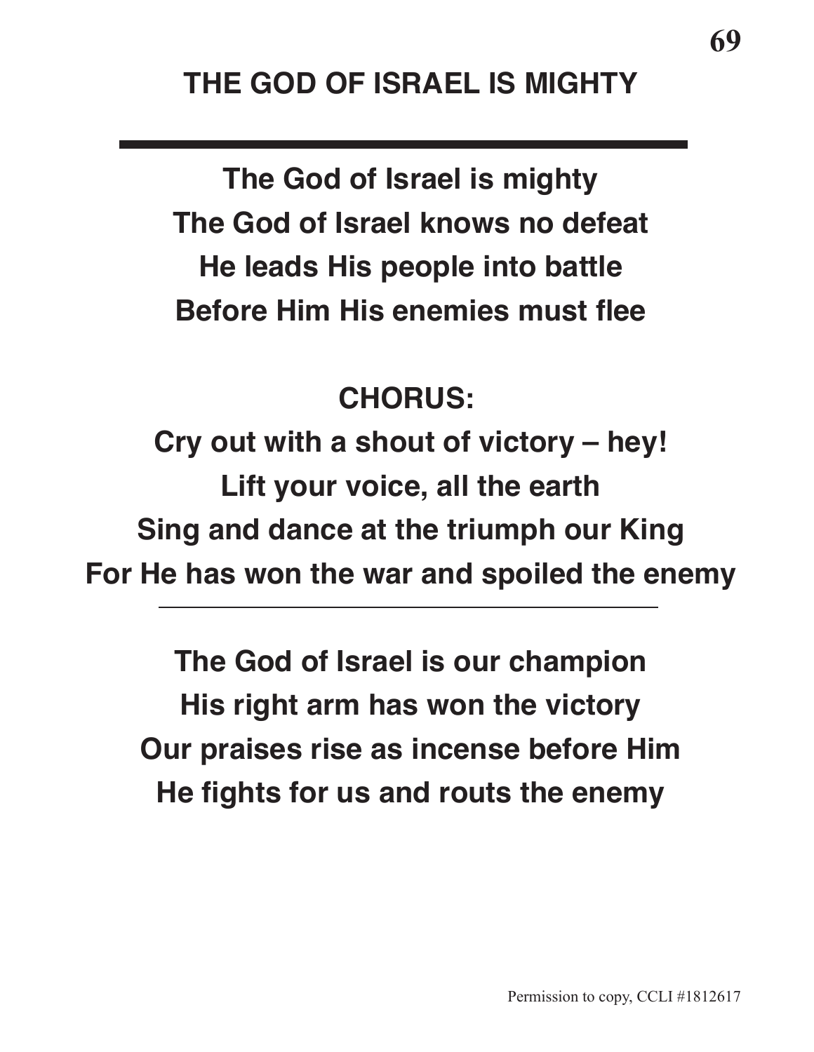# THE GOD OF ISRAEL IS MIGHTY

---

**The God of Israel is mighty**
**The God of Israel knows no defeat**
**He leads His people into battle**
**Before Him His enemies must flee**

**CHORUS:**

**Cry out with a shout of victory – hey!**
**Lift your voice, all the earth**
**Sing and dance at the triumph our King**
**For He has won the war and spoiled the enemy**

---

**The God of Israel is our champion**
**His right arm has won the victory**
**Our praises rise as incense before Him**
**He fights for us and routs the enemy**

Permission to copy, CCLI #1812617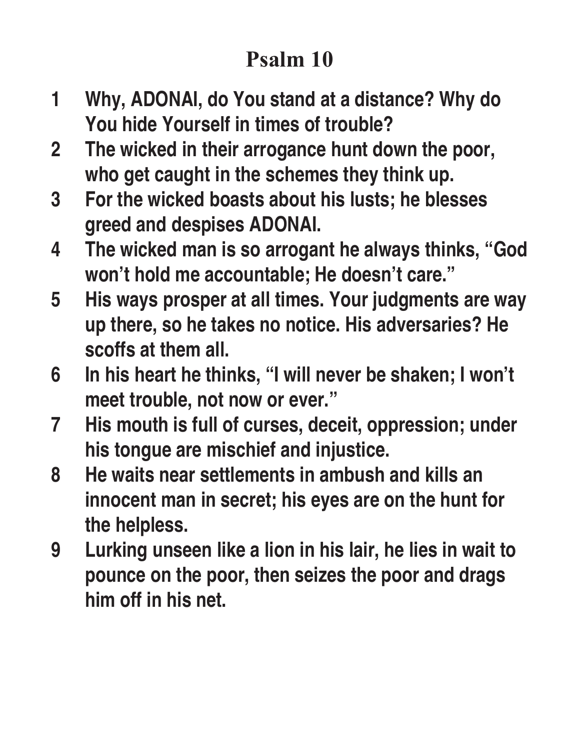# Psalm 10

1. **Why, ADONAI, do You stand at a distance? Why do You hide Yourself in times of trouble?**
2. **The wicked in their arrogance hunt down the poor, who get caught in the schemes they think up.**
3. **For the wicked boasts about his lusts; he blesses greed and despises ADONAI.**
4. **The wicked man is so arrogant he always thinks, "God won't hold me accountable; He doesn't care."**
5. **His ways prosper at all times. Your judgments are way up there, so he takes no notice. His adversaries? He scoffs at them all.**
6. **In his heart he thinks, "I will never be shaken; I won't meet trouble, not now or ever."**
7. **His mouth is full of curses, deceit, oppression; under his tongue are mischief and injustice.**
8. **He waits near settlements in ambush and kills an innocent man in secret; his eyes are on the hunt for the helpless.**
9. **Lurking unseen like a lion in his lair, he lies in wait to pounce on the poor, then seizes the poor and drags him off in his net.**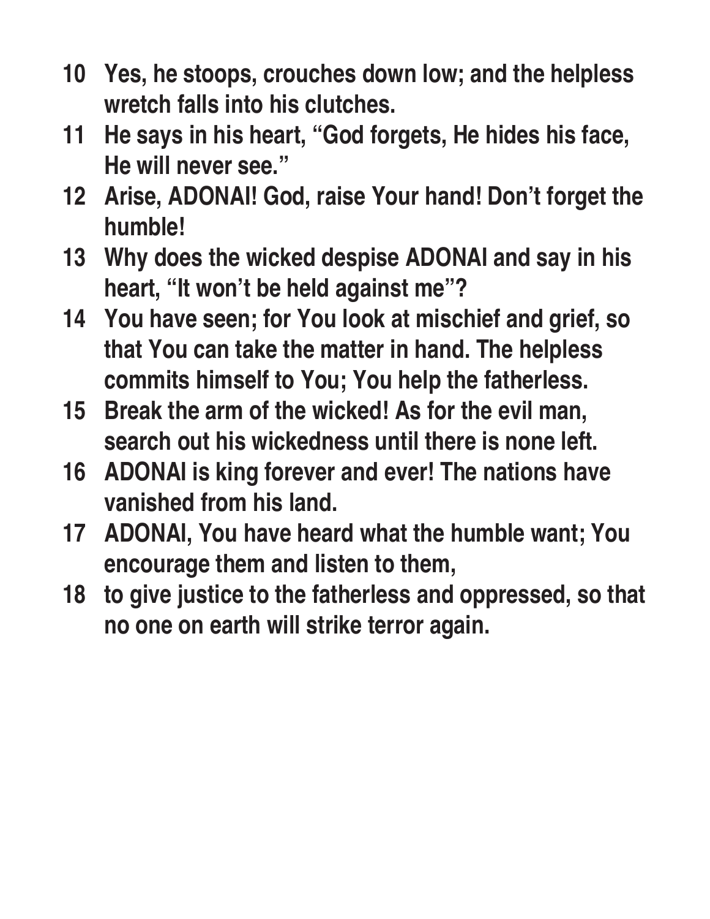**10** Yes, he stoops, crouches down low; and the helpless wretch falls into his clutches.

**11** He says in his heart, “God forgets, He hides his face, He will never see.”

**12** Arise, ADONAI! God, raise Your hand! Don’t forget the humble!

**13** Why does the wicked despise ADONAI and say in his heart, “It won’t be held against me”?

**14** You have seen; for You look at mischief and grief, so that You can take the matter in hand. The helpless commits himself to You; You help the fatherless.

**15** Break the arm of the wicked! As for the evil man, search out his wickedness until there is none left.

**16** ADONAI is king forever and ever! The nations have vanished from his land.

**17** ADONAI, You have heard what the humble want; You encourage them and listen to them,

**18** to give justice to the fatherless and oppressed, so that no one on earth will strike terror again.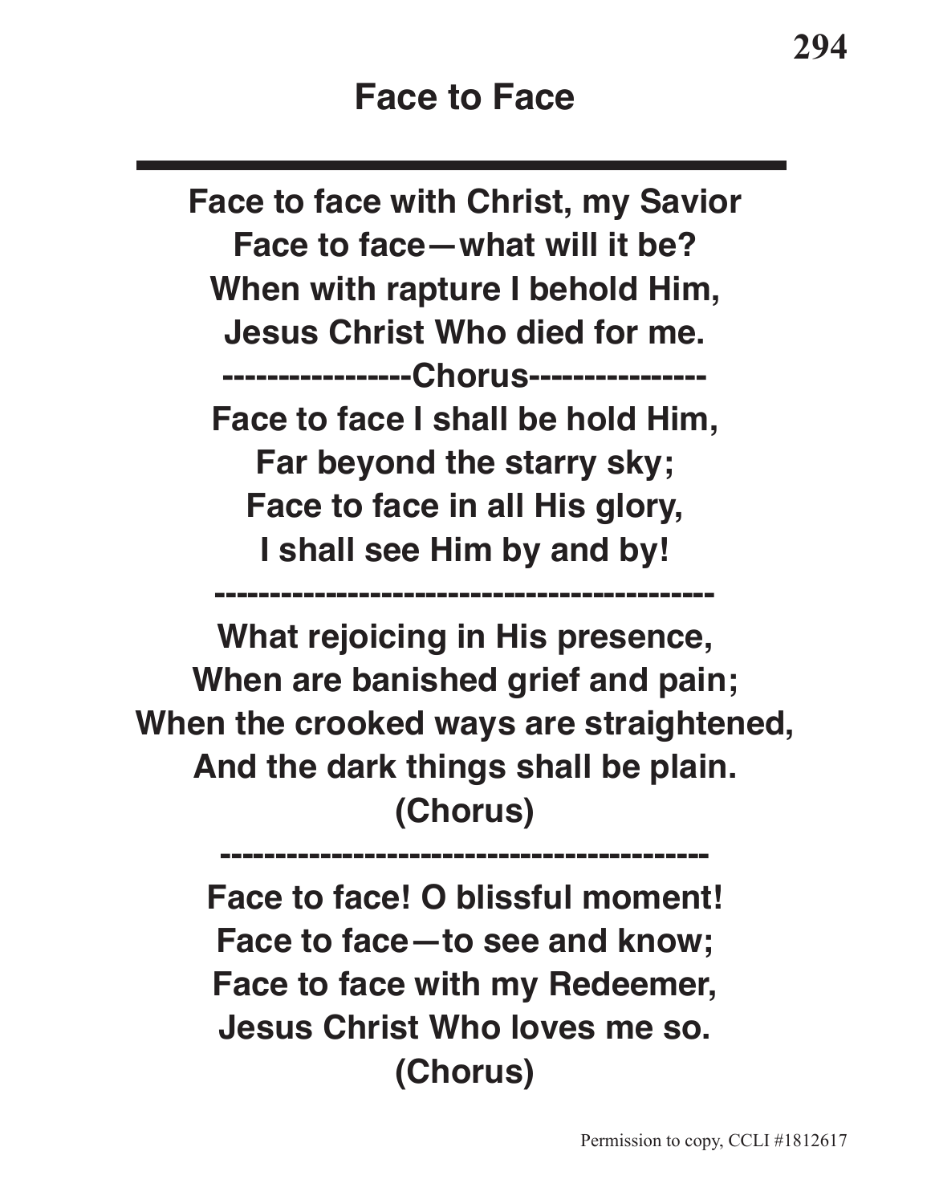# Face to Face

Face to face with Christ, my Savior
Face to face—what will it be?
When with rapture I behold Him,
Jesus Christ Who died for me.

-----------------Chorus---------------

Face to face I shall be hold Him,
Far beyond the starry sky;
Face to face in all His glory,
I shall see Him by and by!

---------------------------------------------

What rejoicing in His presence,
When are banished grief and pain;
When the crooked ways are straightened,
And the dark things shall be plain.
(Chorus)

---------------------------------------------

Face to face! O blissful moment!
Face to face—to see and know;
Face to face with my Redeemer,
Jesus Christ Who loves me so.
(Chorus)

Permission to copy, CCLI #1812617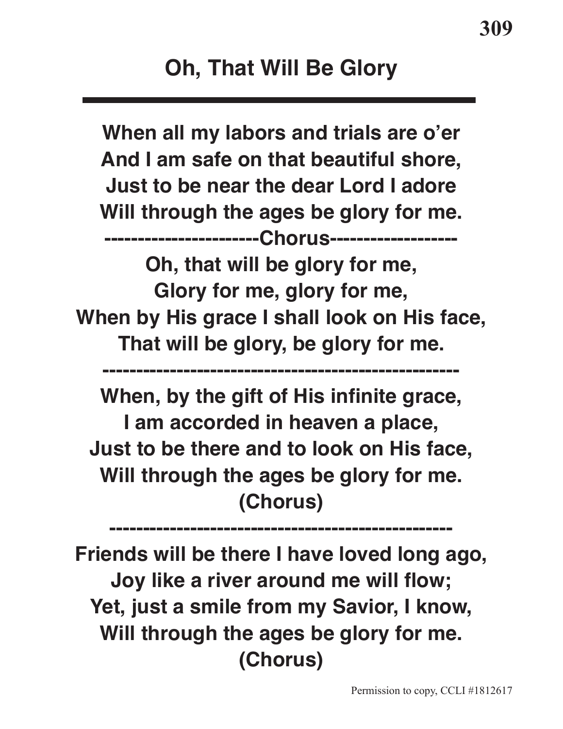# Oh, That Will Be Glory

When all my labors and trials are o'er
And I am safe on that beautiful shore,
Just to be near the dear Lord I adore
Will through the ages be glory for me.

----------------------Chorus-------------------

Oh, that will be glory for me,
Glory for me, glory for me,
When by His grace I shall look on His face,
That will be glory, be glory for me.

---

When, by the gift of His infinite grace,
I am accorded in heaven a place,
Just to be there and to look on His face,
Will through the ages be glory for me.
(Chorus)

---

Friends will be there I have loved long ago,
Joy like a river around me will flow;
Yet, just a smile from my Savior, I know,
Will through the ages be glory for me.
(Chorus)

Permission to copy, CCLI #1812617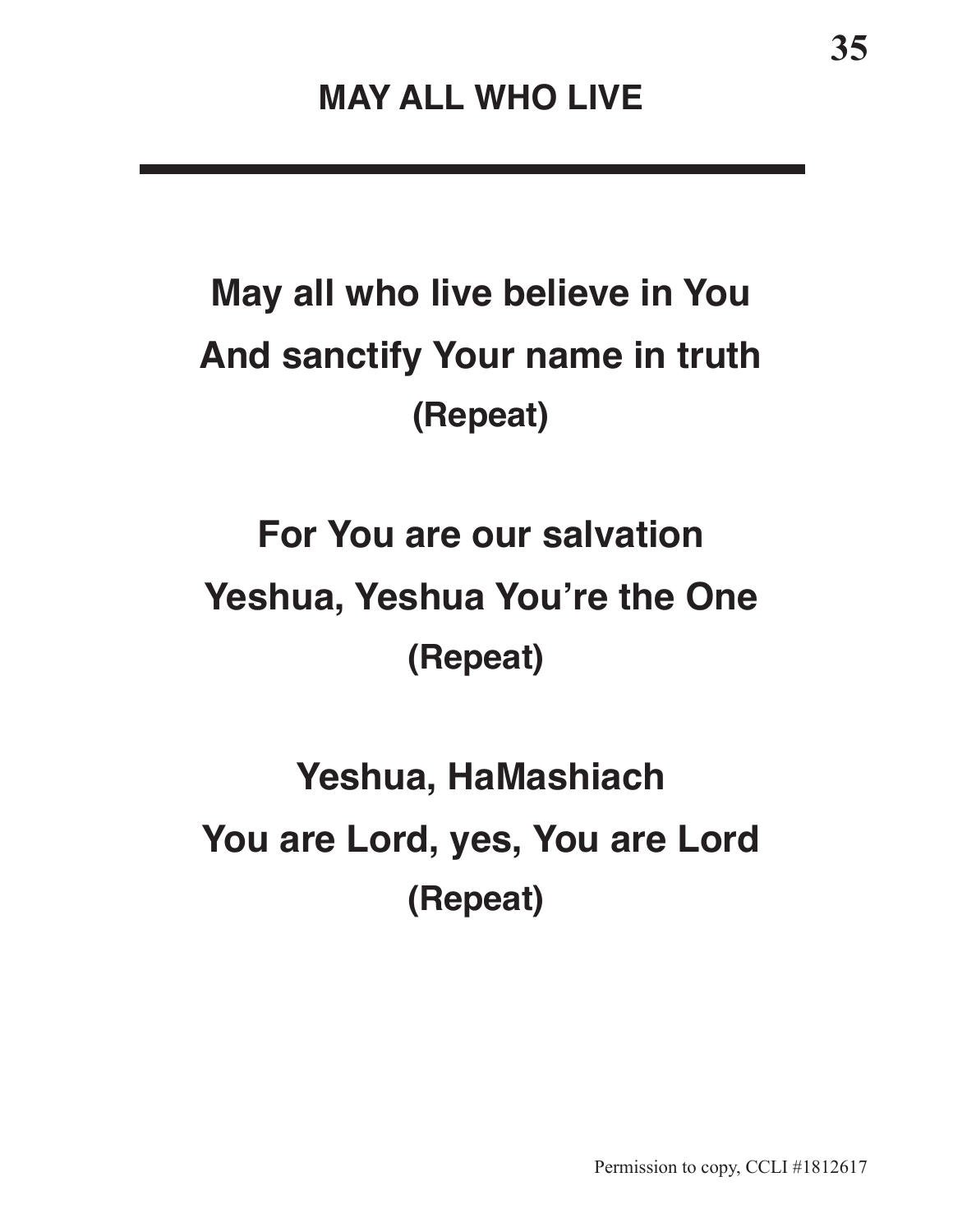# MAY ALL WHO LIVE

---

**May all who live believe in You**
**And sanctify Your name in truth**
**(Repeat)**

**For You are our salvation**
**Yeshua, Yeshua You're the One**
**(Repeat)**

**Yeshua, HaMashiach**
**You are Lord, yes, You are Lord**
**(Repeat)**

Permission to copy, CCLI #1812617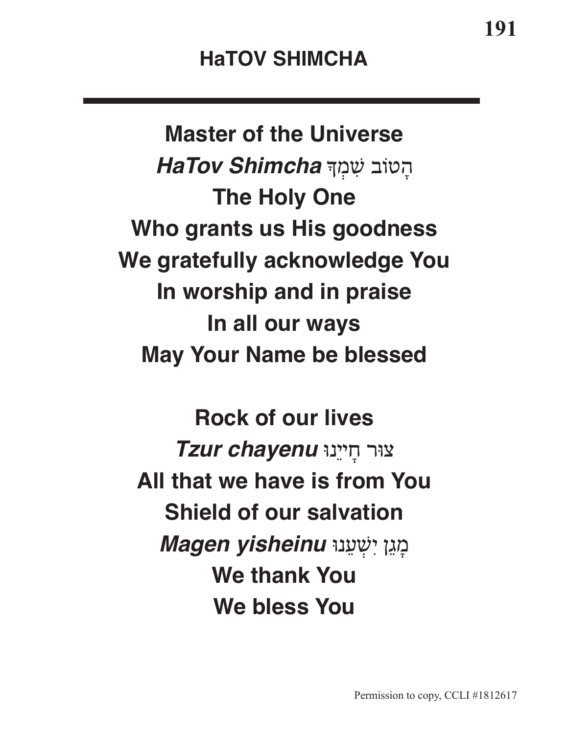## HaTOV SHIMCHA

**Master of the Universe**
***HaTov Shimcha* הָטוֹב שִׁמְךָ**
**The Holy One**
**Who grants us His goodness**
**We gratefully acknowledge You**
**In worship and in praise**
**In all our ways**
**May Your Name be blessed**

**Rock of our lives**
***Tzur chayenu* צוּר חָיֵינוּ**
**All that we have is from You**
**Shield of our salvation**
***Magen yisheinu* מָגֵן יִשְׁעֵנוּ**
**We thank You**
**We bless You**

Permission to copy, CCLI #1812617